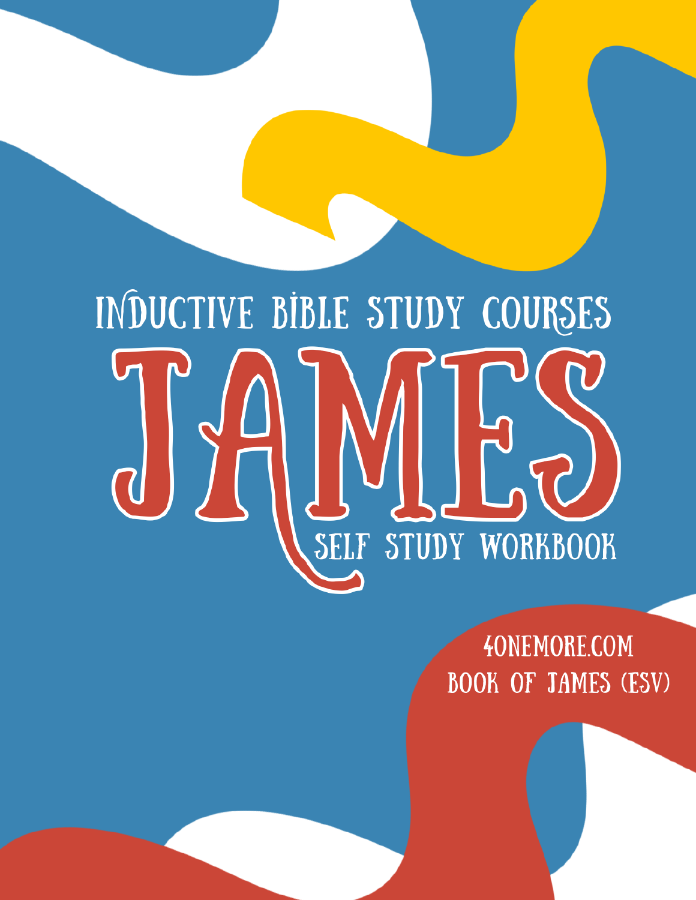# INDUCTIVE BIBLE STUDY COURSES

# JAMES

## SELF STUDY WORKBOOK

4ONEMORE.COM
BOOK OF JAMES (ESV)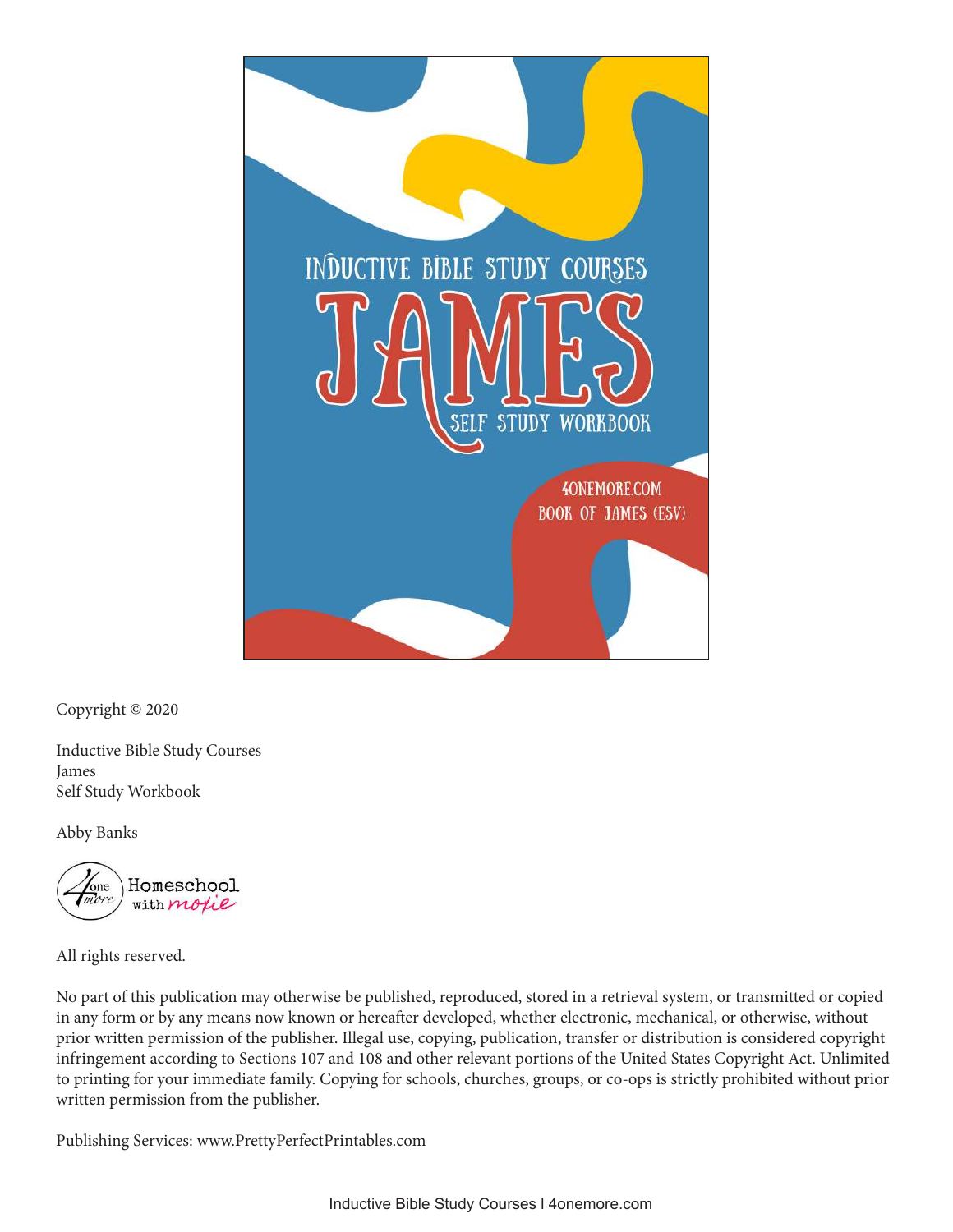INDUCTIVE BIBLE STUDY COURSES

# JAMES

SELF STUDY WORKBOOK

4ONEMORE.COM
BOOK OF JAMES (ESV)

Copyright © 2020

Inductive Bible Study Courses
James
Self Study Workbook

Abby Banks

4 one more Homeschool with mojie

All rights reserved.

No part of this publication may otherwise be published, reproduced, stored in a retrieval system, or transmitted or copied in any form or by any means now known or hereafter developed, whether electronic, mechanical, or otherwise, without prior written permission of the publisher. Illegal use, copying, publication, transfer or distribution is considered copyright infringement according to Sections 107 and 108 and other relevant portions of the United States Copyright Act. Unlimited to printing for your immediate family. Copying for schools, churches, groups, or co-ops is strictly prohibited without prior written permission from the publisher.

Publishing Services: www.PrettyPerfectPrintables.com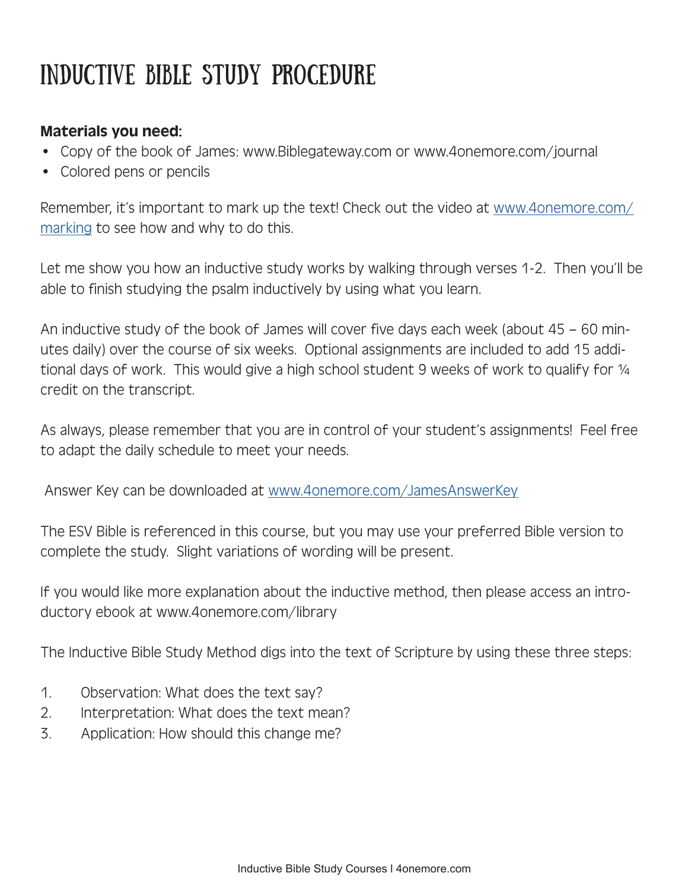# INDUCTIVE BIBLE STUDY PROCEDURE

**Materials you need:**

- Copy of the book of James: www.Biblegateway.com or www.4onemore.com/journal
- Colored pens or pencils

Remember, it's important to mark up the text! Check out the video at [www.4onemore.com/marking](www.4onemore.com/marking) to see how and why to do this.

Let me show you how an inductive study works by walking through verses 1-2. Then you'll be able to finish studying the psalm inductively by using what you learn.

An inductive study of the book of James will cover five days each week (about 45 – 60 minutes daily) over the course of six weeks. Optional assignments are included to add 15 additional days of work. This would give a high school student 9 weeks of work to qualify for ¼ credit on the transcript.

As always, please remember that you are in control of your student's assignments! Feel free to adapt the daily schedule to meet your needs.

Answer Key can be downloaded at [www.4onemore.com/JamesAnswerKey](www.4onemore.com/JamesAnswerKey)

The ESV Bible is referenced in this course, but you may use your preferred Bible version to complete the study. Slight variations of wording will be present.

If you would like more explanation about the inductive method, then please access an introductory ebook at www.4onemore.com/library

The Inductive Bible Study Method digs into the text of Scripture by using these three steps:

1. Observation: What does the text say?
2. Interpretation: What does the text mean?
3. Application: How should this change me?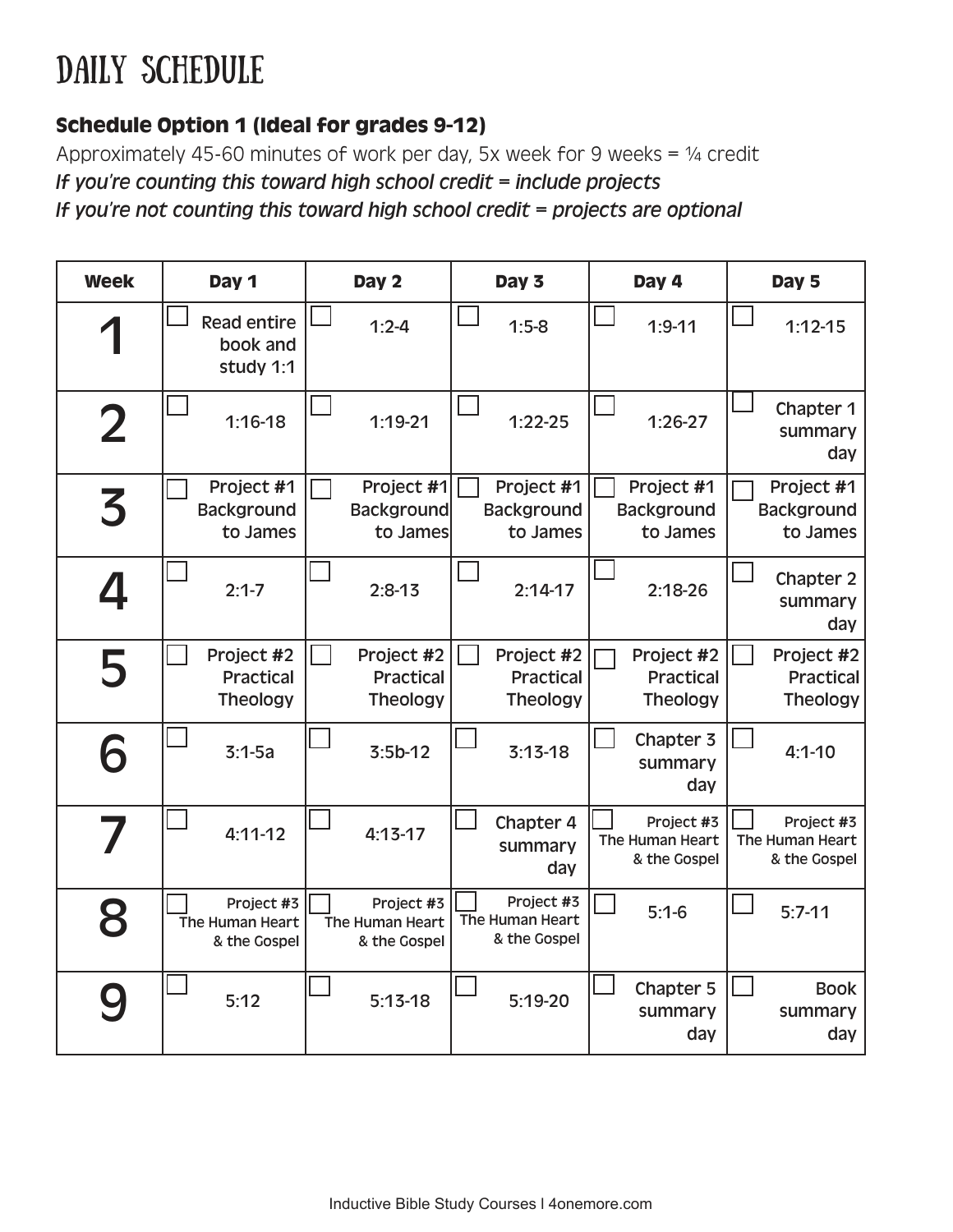# DAILY SCHEDULE

## Schedule Option 1 (Ideal for grades 9-12)

Approximately 45-60 minutes of work per day, 5x week for 9 weeks = ¼ credit
*If you're counting this toward high school credit = include projects*
*If you're not counting this toward high school credit = projects are optional*

| Week | Day 1 | Day 2 | Day 3 | Day 4 | Day 5 |
|---|---|---|---|---|---|
| 1 | ☐ Read entire book and study 1:1 | ☐ 1:2-4 | ☐ 1:5-8 | ☐ 1:9-11 | ☐ 1:12-15 |
| 2 | ☐ 1:16-18 | ☐ 1:19-21 | ☐ 1:22-25 | ☐ 1:26-27 | ☐ Chapter 1 summary day |
| 3 | ☐ Project #1 Background to James | ☐ Project #1 Background to James | ☐ Project #1 Background to James | ☐ Project #1 Background to James | ☐ Project #1 Background to James |
| 4 | ☐ 2:1-7 | ☐ 2:8-13 | ☐ 2:14-17 | ☐ 2:18-26 | ☐ Chapter 2 summary day |
| 5 | ☐ Project #2 Practical Theology | ☐ Project #2 Practical Theology | ☐ Project #2 Practical Theology | ☐ Project #2 Practical Theology | ☐ Project #2 Practical Theology |
| 6 | ☐ 3:1-5a | ☐ 3:5b-12 | ☐ 3:13-18 | ☐ Chapter 3 summary day | ☐ 4:1-10 |
| 7 | ☐ 4:11-12 | ☐ 4:13-17 | ☐ Chapter 4 summary day | ☐ Project #3 The Human Heart & the Gospel | ☐ Project #3 The Human Heart & the Gospel |
| 8 | ☐ Project #3 The Human Heart & the Gospel | ☐ Project #3 The Human Heart & the Gospel | ☐ Project #3 The Human Heart & the Gospel | ☐ 5:1-6 | ☐ 5:7-11 |
| 9 | ☐ 5:12 | ☐ 5:13-18 | ☐ 5:19-20 | ☐ Chapter 5 summary day | ☐ Book summary day |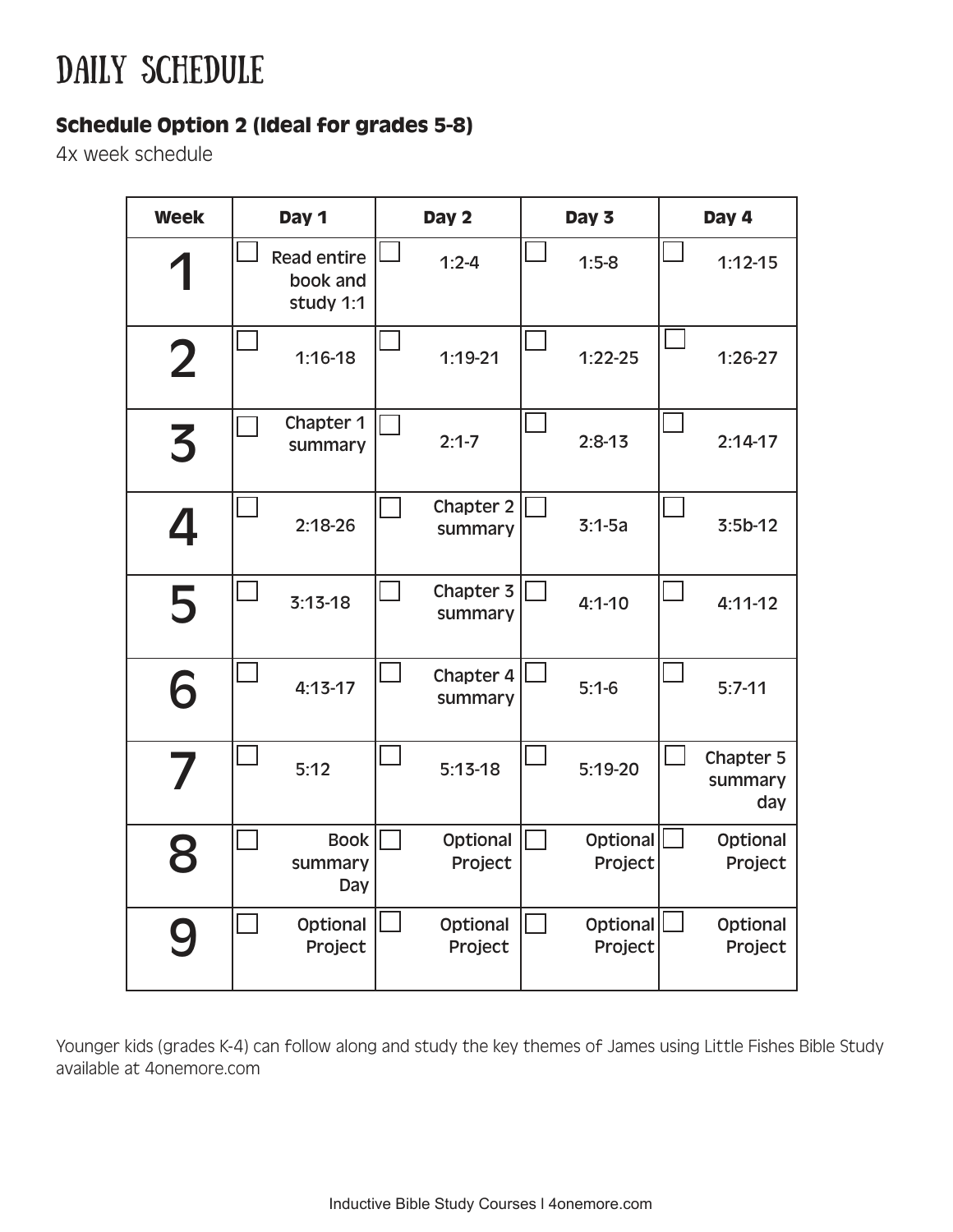# DAILY SCHEDULE

### Schedule Option 2 (Ideal for grades 5-8)

4x week schedule

| Week | Day 1 | Day 2 | Day 3 | Day 4 |
|---|---|---|---|---|
| 1 | ☐ Read entire book and study 1:1 | ☐ 1:2-4 | ☐ 1:5-8 | ☐ 1:12-15 |
| 2 | ☐ 1:16-18 | ☐ 1:19-21 | ☐ 1:22-25 | ☐ 1:26-27 |
| 3 | ☐ Chapter 1 summary | ☐ 2:1-7 | ☐ 2:8-13 | ☐ 2:14-17 |
| 4 | ☐ 2:18-26 | ☐ Chapter 2 summary | ☐ 3:1-5a | ☐ 3:5b-12 |
| 5 | ☐ 3:13-18 | ☐ Chapter 3 summary | ☐ 4:1-10 | ☐ 4:11-12 |
| 6 | ☐ 4:13-17 | ☐ Chapter 4 summary | ☐ 5:1-6 | ☐ 5:7-11 |
| 7 | ☐ 5:12 | ☐ 5:13-18 | ☐ 5:19-20 | ☐ Chapter 5 summary day |
| 8 | ☐ Book summary Day | ☐ Optional Project | ☐ Optional Project | ☐ Optional Project |
| 9 | ☐ Optional Project | ☐ Optional Project | ☐ Optional Project | ☐ Optional Project |

Younger kids (grades K-4) can follow along and study the key themes of James using Little Fishes Bible Study available at 4onemore.com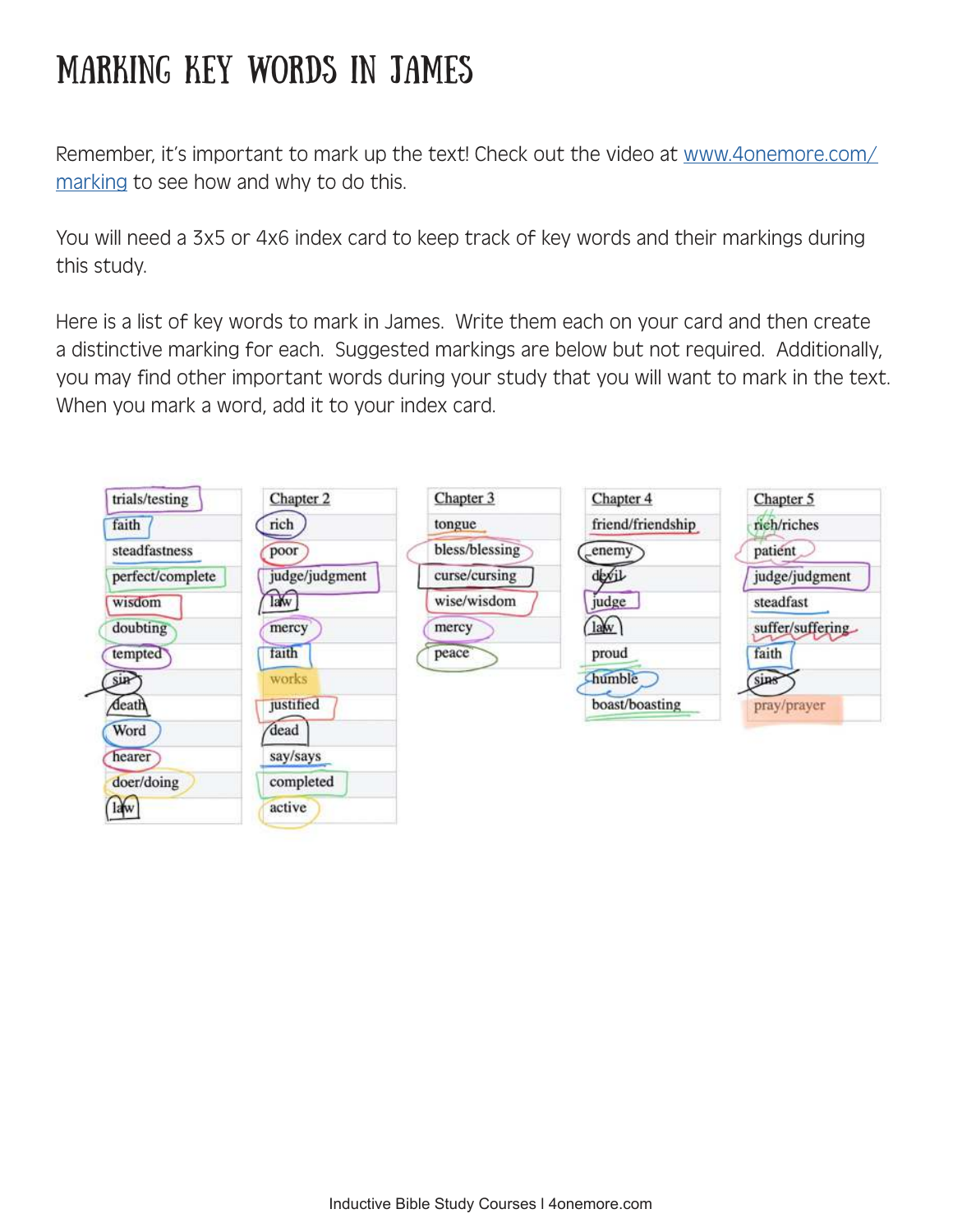# MARKING KEY WORDS IN JAMES

Remember, it's important to mark up the text! Check out the video at www.4onemore.com/marking to see how and why to do this.

You will need a 3x5 or 4x6 index card to keep track of key words and their markings during this study.

Here is a list of key words to mark in James. Write them each on your card and then create a distinctive marking for each. Suggested markings are below but not required. Additionally, you may find other important words during your study that you will want to mark in the text. When you mark a word, add it to your index card.

| | Chapter 2 | Chapter 3 | Chapter 4 | Chapter 5 |
|---|---|---|---|---|
| trials/testing | rich | tongue | friend/friendship | rich/riches |
| faith | poor | bless/blessing | enemy | patient |
| steadfastness | judge/judgment | curse/cursing | devil | judge/judgment |
| perfect/complete | law | wise/wisdom | judge | steadfast |
| wisdom | mercy | mercy | law | suffer/suffering |
| doubting | faith | peace | proud | faith |
| tempted | works | | humble | sins |
| sin | justified | | boast/boasting | pray/prayer |
| death | dead | | | |
| Word | say/says | | | |
| hearer | completed | | | |
| doer/doing | active | | | |
| law | | | | |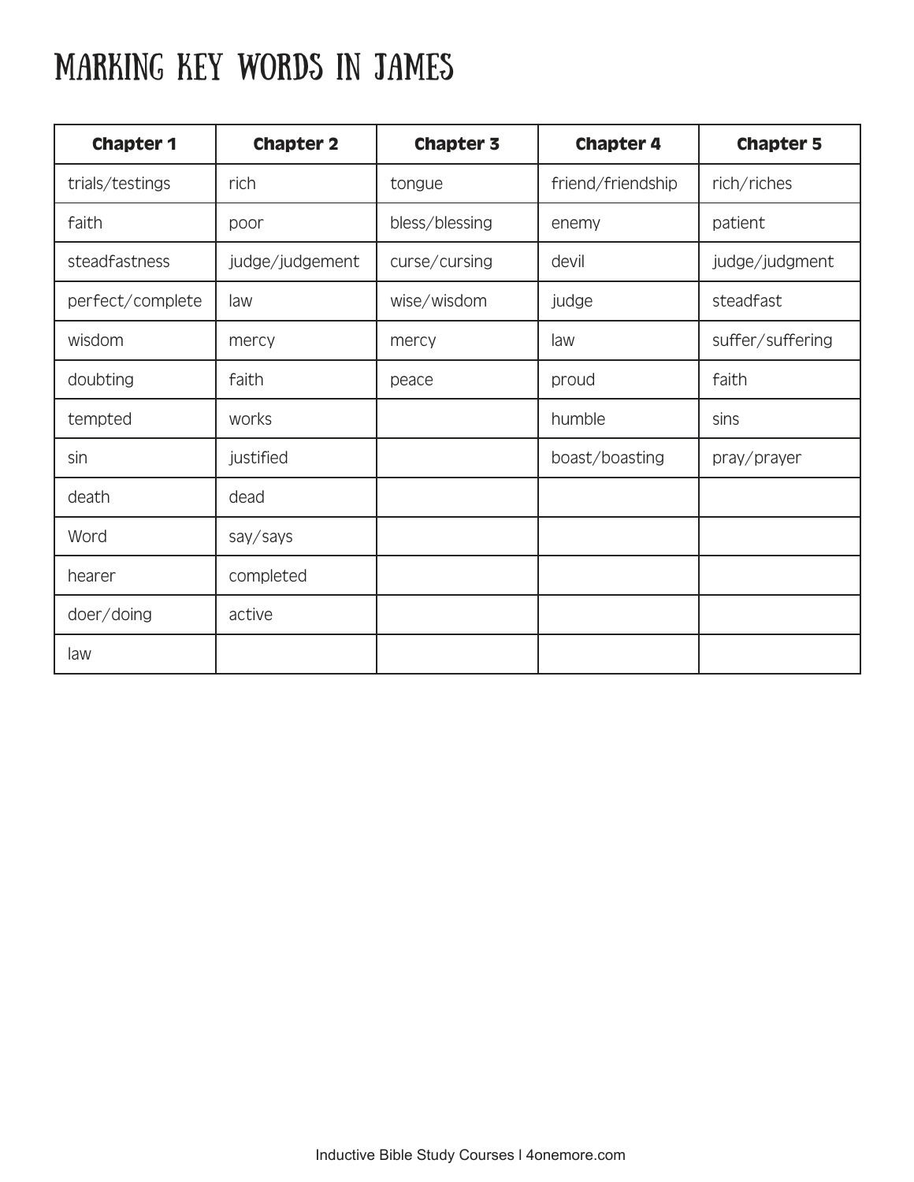# MARKING KEY WORDS IN JAMES

| Chapter 1 | Chapter 2 | Chapter 3 | Chapter 4 | Chapter 5 |
|---|---|---|---|---|
| trials/testings | rich | tongue | friend/friendship | rich/riches |
| faith | poor | bless/blessing | enemy | patient |
| steadfastness | judge/judgement | curse/cursing | devil | judge/judgment |
| perfect/complete | law | wise/wisdom | judge | steadfast |
| wisdom | mercy | mercy | law | suffer/suffering |
| doubting | faith | peace | proud | faith |
| tempted | works | | humble | sins |
| sin | justified | | boast/boasting | pray/prayer |
| death | dead | | | |
| Word | say/says | | | |
| hearer | completed | | | |
| doer/doing | active | | | |
| law | | | | |

Inductive Bible Study Courses I 4onemore.com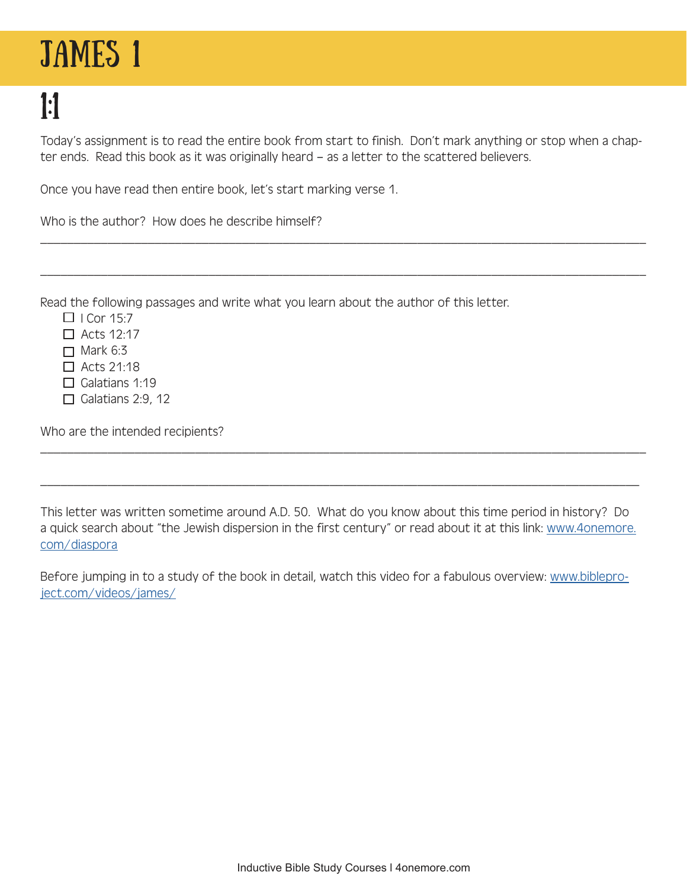# JAMES 1

## 1:1

Today's assignment is to read the entire book from start to finish. Don't mark anything or stop when a chapter ends. Read this book as it was originally heard – as a letter to the scattered believers.

Once you have read then entire book, let's start marking verse 1.

Who is the author? How does he describe himself?

\_\_\_\_\_\_\_\_\_\_\_\_\_\_\_\_\_\_\_\_\_\_\_\_\_\_\_\_\_\_\_\_\_\_\_\_\_\_\_\_\_\_\_\_\_\_\_\_\_\_\_\_\_\_\_\_\_\_\_\_\_\_\_\_\_\_\_\_\_\_\_\_\_\_\_\_\_\_

\_\_\_\_\_\_\_\_\_\_\_\_\_\_\_\_\_\_\_\_\_\_\_\_\_\_\_\_\_\_\_\_\_\_\_\_\_\_\_\_\_\_\_\_\_\_\_\_\_\_\_\_\_\_\_\_\_\_\_\_\_\_\_\_\_\_\_\_\_\_\_\_\_\_\_\_\_\_

Read the following passages and write what you learn about the author of this letter.

- [ ] I Cor 15:7
- [ ] Acts 12:17
- [ ] Mark 6:3
- [ ] Acts 21:18
- [ ] Galatians 1:19
- [ ] Galatians 2:9, 12

Who are the intended recipients?

\_\_\_\_\_\_\_\_\_\_\_\_\_\_\_\_\_\_\_\_\_\_\_\_\_\_\_\_\_\_\_\_\_\_\_\_\_\_\_\_\_\_\_\_\_\_\_\_\_\_\_\_\_\_\_\_\_\_\_\_\_\_\_\_\_\_\_\_\_\_\_\_\_\_\_\_\_\_

\_\_\_\_\_\_\_\_\_\_\_\_\_\_\_\_\_\_\_\_\_\_\_\_\_\_\_\_\_\_\_\_\_\_\_\_\_\_\_\_\_\_\_\_\_\_\_\_\_\_\_\_\_\_\_\_\_\_\_\_\_\_\_\_\_\_\_\_\_\_\_\_\_\_\_\_\_\_

This letter was written sometime around A.D. 50. What do you know about this time period in history? Do a quick search about "the Jewish dispersion in the first century" or read about it at this link: [www.4onemore.com/diaspora](www.4onemore.com/diaspora)

Before jumping in to a study of the book in detail, watch this video for a fabulous overview: [www.bibleproject.com/videos/james/](www.bibleproject.com/videos/james/)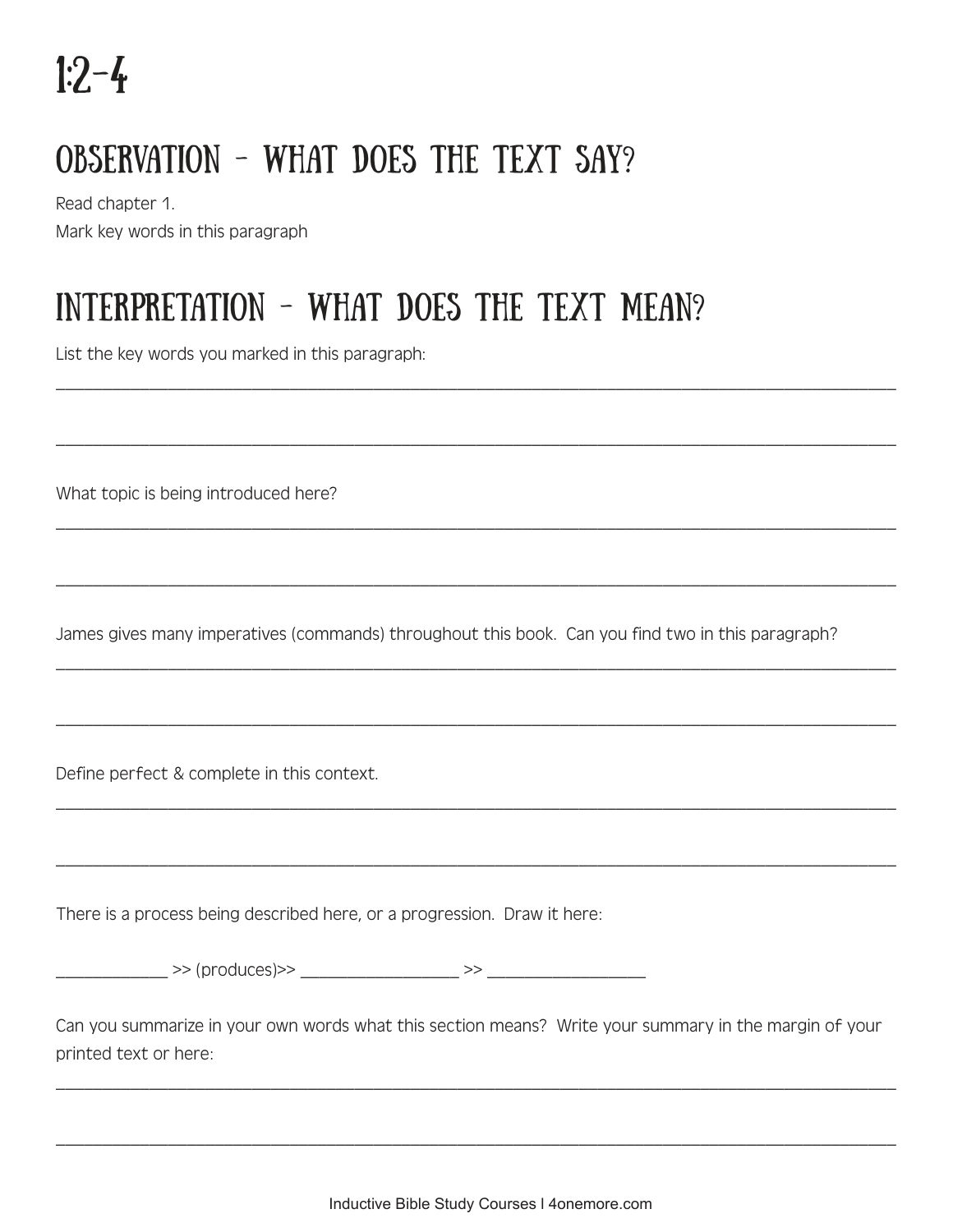# 1:2-4

## OBSERVATION - WHAT DOES THE TEXT SAY?

Read chapter 1.

Mark key words in this paragraph

## INTERPRETATION - WHAT DOES THE TEXT MEAN?

List the key words you marked in this paragraph:

_______________________________________________________________________________________________

_______________________________________________________________________________________________

What topic is being introduced here?

_______________________________________________________________________________________________

_______________________________________________________________________________________________

James gives many imperatives (commands) throughout this book.  Can you find two in this paragraph?

_______________________________________________________________________________________________

_______________________________________________________________________________________________

Define perfect & complete in this context.

_______________________________________________________________________________________________

_______________________________________________________________________________________________

There is a process being described here, or a progression.  Draw it here:

_____________ >> (produces)>> __________________ >> __________________

Can you summarize in your own words what this section means?  Write your summary in the margin of your printed text or here:

_______________________________________________________________________________________________

_______________________________________________________________________________________________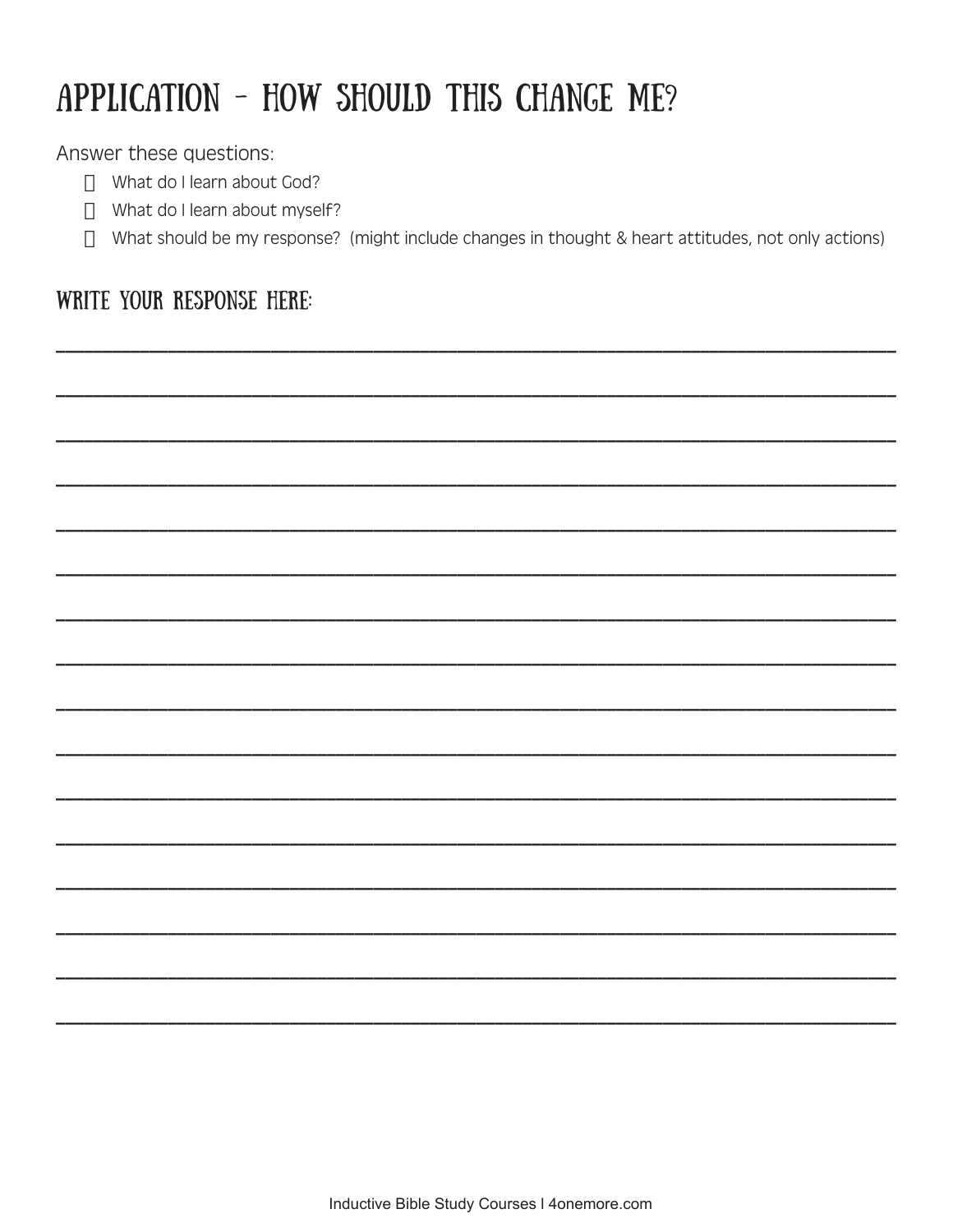# APPLICATION – HOW SHOULD THIS CHANGE ME?

Answer these questions:

- What do I learn about God?
- What do I learn about myself?
- What should be my response? (might include changes in thought & heart attitudes, not only actions)

## WRITE YOUR RESPONSE HERE:

______________________________________________________________________________

______________________________________________________________________________

______________________________________________________________________________

______________________________________________________________________________

______________________________________________________________________________

______________________________________________________________________________

______________________________________________________________________________

______________________________________________________________________________

______________________________________________________________________________

______________________________________________________________________________

______________________________________________________________________________

______________________________________________________________________________

______________________________________________________________________________

______________________________________________________________________________

______________________________________________________________________________

______________________________________________________________________________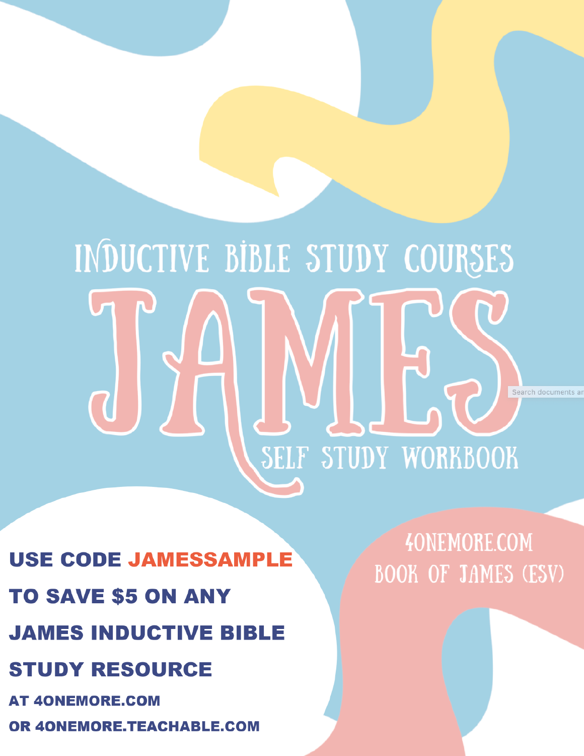INDUCTIVE BIBLE STUDY COURSES

# JAMES

SELF STUDY WORKBOOK

**USE CODE JAMESSAMPLE TO SAVE $5 ON ANY JAMES INDUCTIVE BIBLE STUDY RESOURCE**

**AT 4ONEMORE.COM**

**OR 4ONEMORE.TEACHABLE.COM**

4ONEMORE.COM

BOOK OF JAMES (ESV)